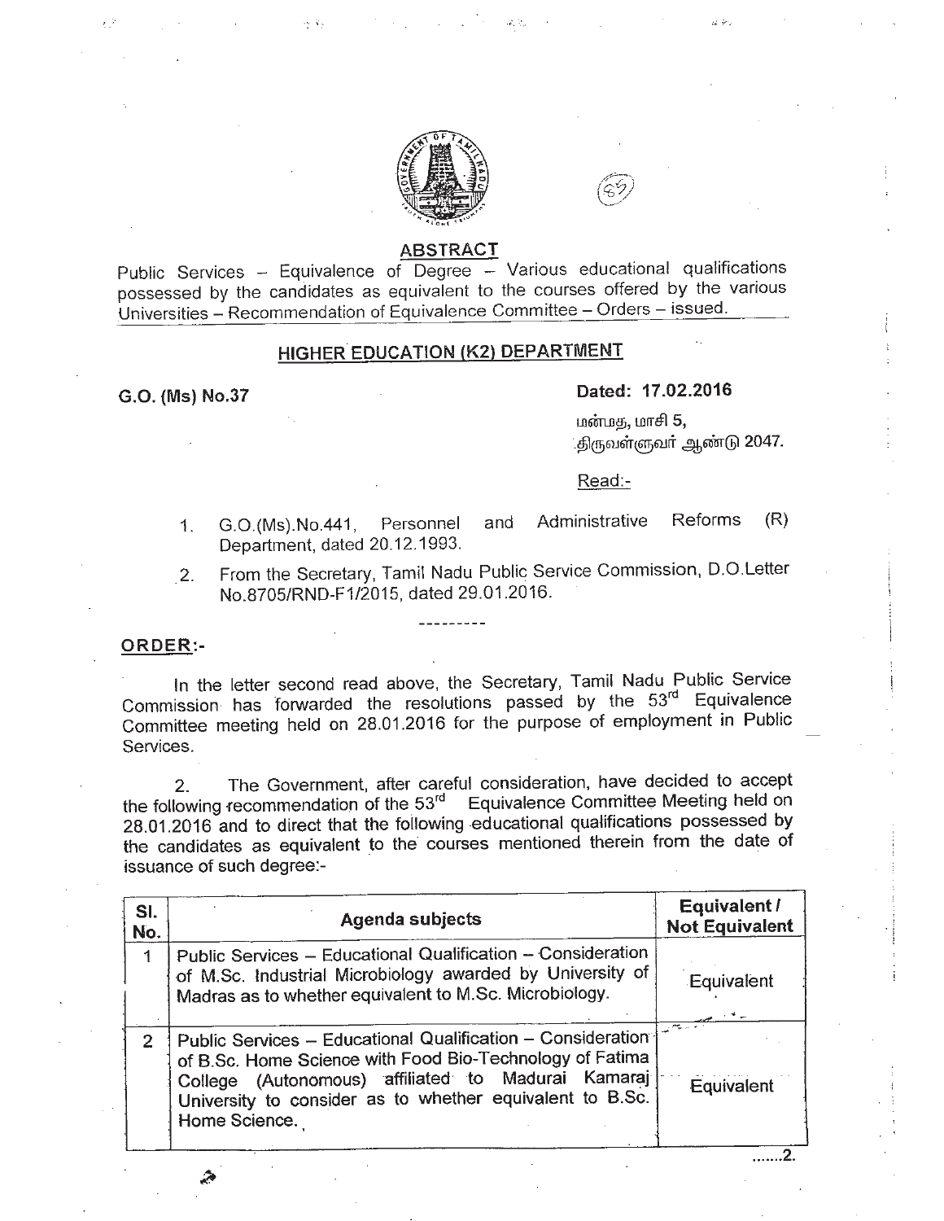## ABSTRACT

Public Services – Equivalence of Degree – Various educational qualifications possessed by the candidates as equivalent to the courses offered by the various Universities – Recommendation of Equivalence Committee – Orders – issued.

## HIGHER EDUCATION (K2) DEPARTMENT

**G.O. (Ms) No.37** **Dated: 17.02.2016**

மன்மத, மாசி 5,
திருவள்ளுவர் ஆண்டு 2047.

Read:-

1. G.O.(Ms).No.441, Personnel and Administrative Reforms (R) Department, dated 20.12.1993.
2. From the Secretary, Tamil Nadu Public Service Commission, D.O.Letter No.8705/RND-F1/2015, dated 29.01.2016.

---------

**ORDER:-**

In the letter second read above, the Secretary, Tamil Nadu Public Service Commission has forwarded the resolutions passed by the 53rd Equivalence Committee meeting held on 28.01.2016 for the purpose of employment in Public Services.

2. The Government, after careful consideration, have decided to accept the following recommendation of the 53rd Equivalence Committee Meeting held on 28.01.2016 and to direct that the following educational qualifications possessed by the candidates as equivalent to the courses mentioned therein from the date of issuance of such degree:-

| Sl. No. | Agenda subjects | Equivalent / Not Equivalent |
|---|---|---|
| 1 | Public Services – Educational Qualification – Consideration of M.Sc. Industrial Microbiology awarded by University of Madras as to whether equivalent to M.Sc. Microbiology. | Equivalent |
| 2 | Public Services – Educational Qualification – Consideration of B.Sc. Home Science with Food Bio-Technology of Fatima College (Autonomous) affiliated to Madurai Kamaraj University to consider as to whether equivalent to B.Sc. Home Science. | Equivalent |

.......2.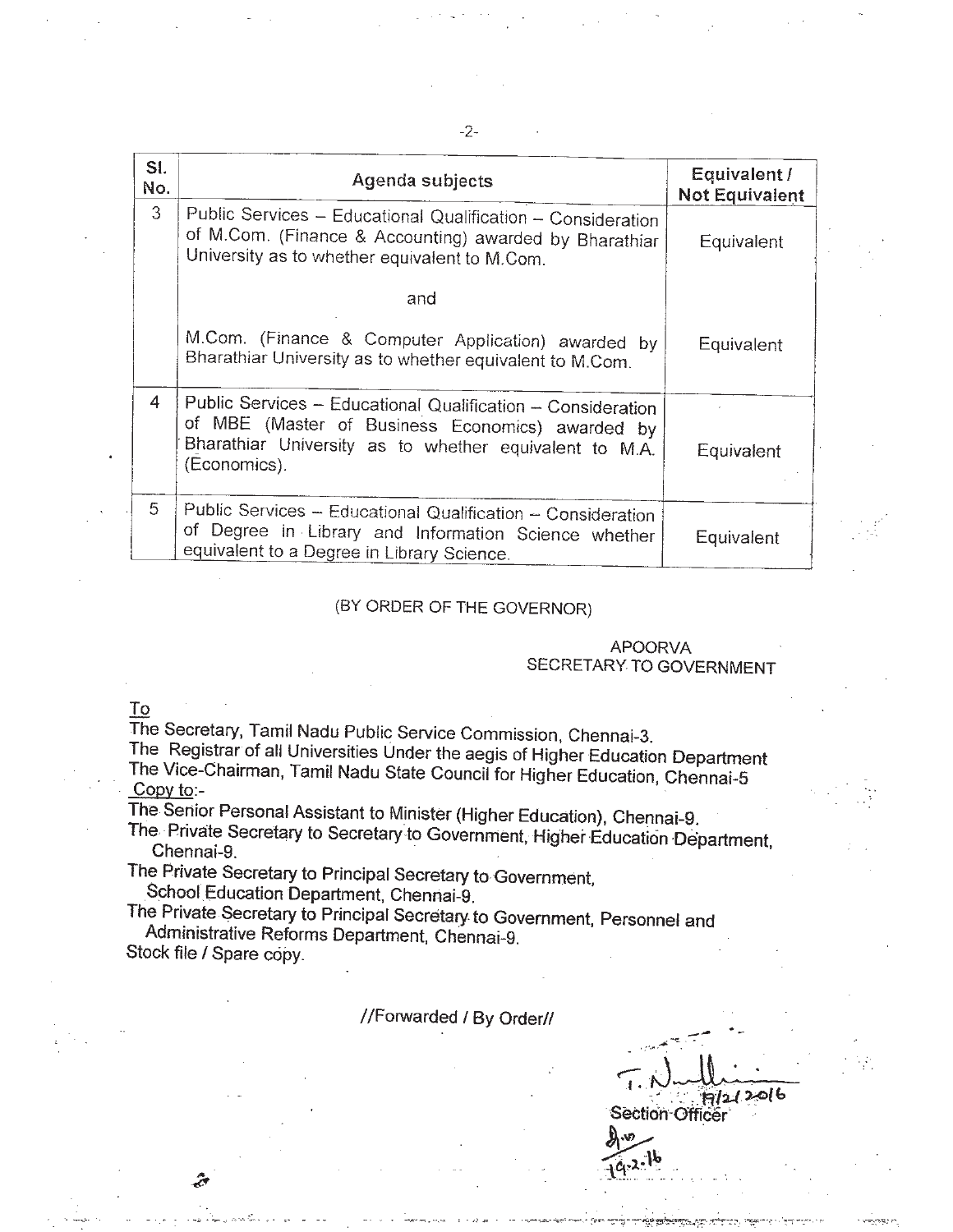| Sl. No. | Agenda subjects | Equivalent / Not Equivalent |
|---|---|---|
| 3 | Public Services – Educational Qualification – Consideration of M.Com. (Finance & Accounting) awarded by Bharathiar University as to whether equivalent to M.Com. | Equivalent |
| | and | |
| | M.Com. (Finance & Computer Application) awarded by Bharathiar University as to whether equivalent to M.Com. | Equivalent |
| 4 | Public Services – Educational Qualification – Consideration of MBE (Master of Business Economics) awarded by Bharathiar University as to whether equivalent to M.A. (Economics). | Equivalent |
| 5 | Public Services – Educational Qualification – Consideration of Degree in Library and Information Science whether equivalent to a Degree in Library Science. | Equivalent |

(BY ORDER OF THE GOVERNOR)

APOORVA
SECRETARY TO GOVERNMENT

To

The Secretary, Tamil Nadu Public Service Commission, Chennai-3.
The Registrar of all Universities Under the aegis of Higher Education Department
The Vice-Chairman, Tamil Nadu State Council for Higher Education, Chennai-5

Copy to:-

The Senior Personal Assistant to Minister (Higher Education), Chennai-9.
The Private Secretary to Secretary to Government, Higher Education Department, Chennai-9.
The Private Secretary to Principal Secretary to Government, School Education Department, Chennai-9.
The Private Secretary to Principal Secretary to Government, Personnel and Administrative Reforms Department, Chennai-9.
Stock file / Spare copy.

//Forwarded / By Order//

T. N... 19/2/2016
Section Officer
19-2-16